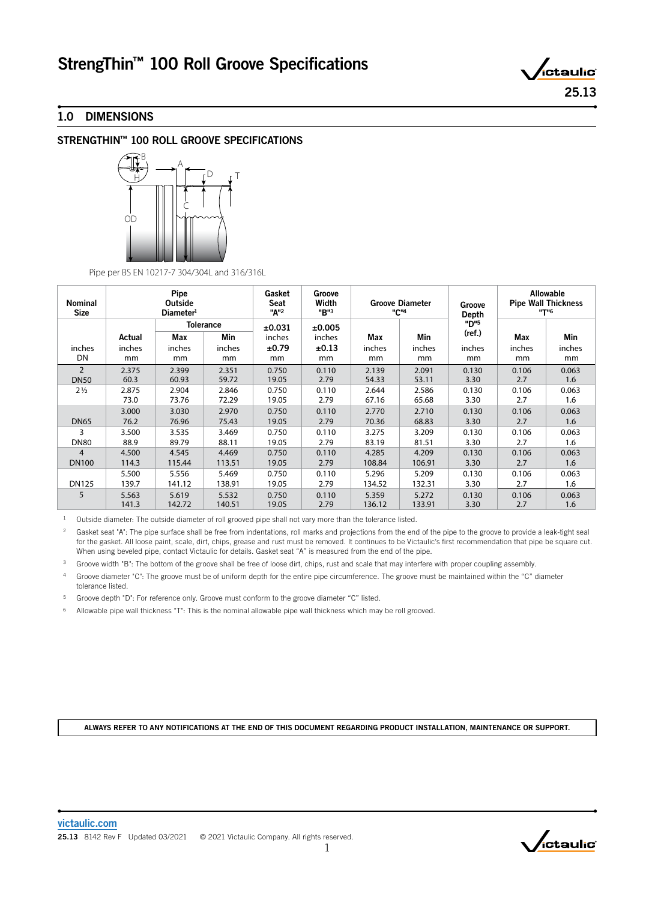# StrengThin™ 100 Roll Groove Specifications

25.13

## 1.0 DIMENSIONS

### STRENGTHIN™ 100 ROLL GROOVE SPECIFICATIONS

Pipe per BS EN 10217-7 304/304L and 316/316L

| Nominal Size | Pipe Outside Diameter[1] | | | Gasket Seat "A"[2] | Groove Width "B"[3] | Groove Diameter "C"[4] | | Groove Depth "D"[5] (ref.) | Allowable Pipe Wall Thickness "T"[6] | |
|---|---|---|---|---|---|---|---|---|---|---|
| | | Tolerance | | ±0.031 | ±0.005 | | | | | |
| | Actual | Max | Min | inches | inches | Max | Min | | Max | Min |
| inches<br>DN | inches<br>mm | inches<br>mm | inches<br>mm | ±0.79<br>mm | ±0.13<br>mm | inches<br>mm | inches<br>mm | inches<br>mm | inches<br>mm | inches<br>mm |
| 2<br>DN50 | 2.375<br>60.3 | 2.399<br>60.93 | 2.351<br>59.72 | 0.750<br>19.05 | 0.110<br>2.79 | 2.139<br>54.33 | 2.091<br>53.11 | 0.130<br>3.30 | 0.106<br>2.7 | 0.063<br>1.6 |
| 2½ | 2.875<br>73.0 | 2.904<br>73.76 | 2.846<br>72.29 | 0.750<br>19.05 | 0.110<br>2.79 | 2.644<br>67.16 | 2.586<br>65.68 | 0.130<br>3.30 | 0.106<br>2.7 | 0.063<br>1.6 |
| DN65 | 3.000<br>76.2 | 3.030<br>76.96 | 2.970<br>75.43 | 0.750<br>19.05 | 0.110<br>2.79 | 2.770<br>70.36 | 2.710<br>68.83 | 0.130<br>3.30 | 0.106<br>2.7 | 0.063<br>1.6 |
| 3<br>DN80 | 3.500<br>88.9 | 3.535<br>89.79 | 3.469<br>88.11 | 0.750<br>19.05 | 0.110<br>2.79 | 3.275<br>83.19 | 3.209<br>81.51 | 0.130<br>3.30 | 0.106<br>2.7 | 0.063<br>1.6 |
| 4<br>DN100 | 4.500<br>114.3 | 4.545<br>115.44 | 4.469<br>113.51 | 0.750<br>19.05 | 0.110<br>2.79 | 4.285<br>108.84 | 4.209<br>106.91 | 0.130<br>3.30 | 0.106<br>2.7 | 0.063<br>1.6 |
| DN125 | 5.500<br>139.7 | 5.556<br>141.12 | 5.469<br>138.91 | 0.750<br>19.05 | 0.110<br>2.79 | 5.296<br>134.52 | 5.209<br>132.31 | 0.130<br>3.30 | 0.106<br>2.7 | 0.063<br>1.6 |
| 5 | 5.563<br>141.3 | 5.619<br>142.72 | 5.532<br>140.51 | 0.750<br>19.05 | 0.110<br>2.79 | 5.359<br>136.12 | 5.272<br>133.91 | 0.130<br>3.30 | 0.106<br>2.7 | 0.063<br>1.6 |

[1] Outside diameter: The outside diameter of roll grooved pipe shall not vary more than the tolerance listed.

[2] Gasket seat "A": The pipe surface shall be free from indentations, roll marks and projections from the end of the pipe to the groove to provide a leak-tight seal for the gasket. All loose paint, scale, dirt, chips, grease and rust must be removed. It continues to be Victaulic's first recommendation that pipe be square cut. When using beveled pipe, contact Victaulic for details. Gasket seat "A" is measured from the end of the pipe.

[3] Groove width "B": The bottom of the groove shall be free of loose dirt, chips, rust and scale that may interfere with proper coupling assembly.

[4] Groove diameter "C": The groove must be of uniform depth for the entire pipe circumference. The groove must be maintained within the "C" diameter tolerance listed.

[5] Groove depth "D": For reference only. Groove must conform to the groove diameter "C" listed.

[6] Allowable pipe wall thickness "T": This is the nominal allowable pipe wall thickness which may be roll grooved.

**ALWAYS REFER TO ANY NOTIFICATIONS AT THE END OF THIS DOCUMENT REGARDING PRODUCT INSTALLATION, MAINTENANCE OR SUPPORT.**

victaulic.com

25.13 8142 Rev F Updated 03/2021 © 2021 Victaulic Company. All rights reserved.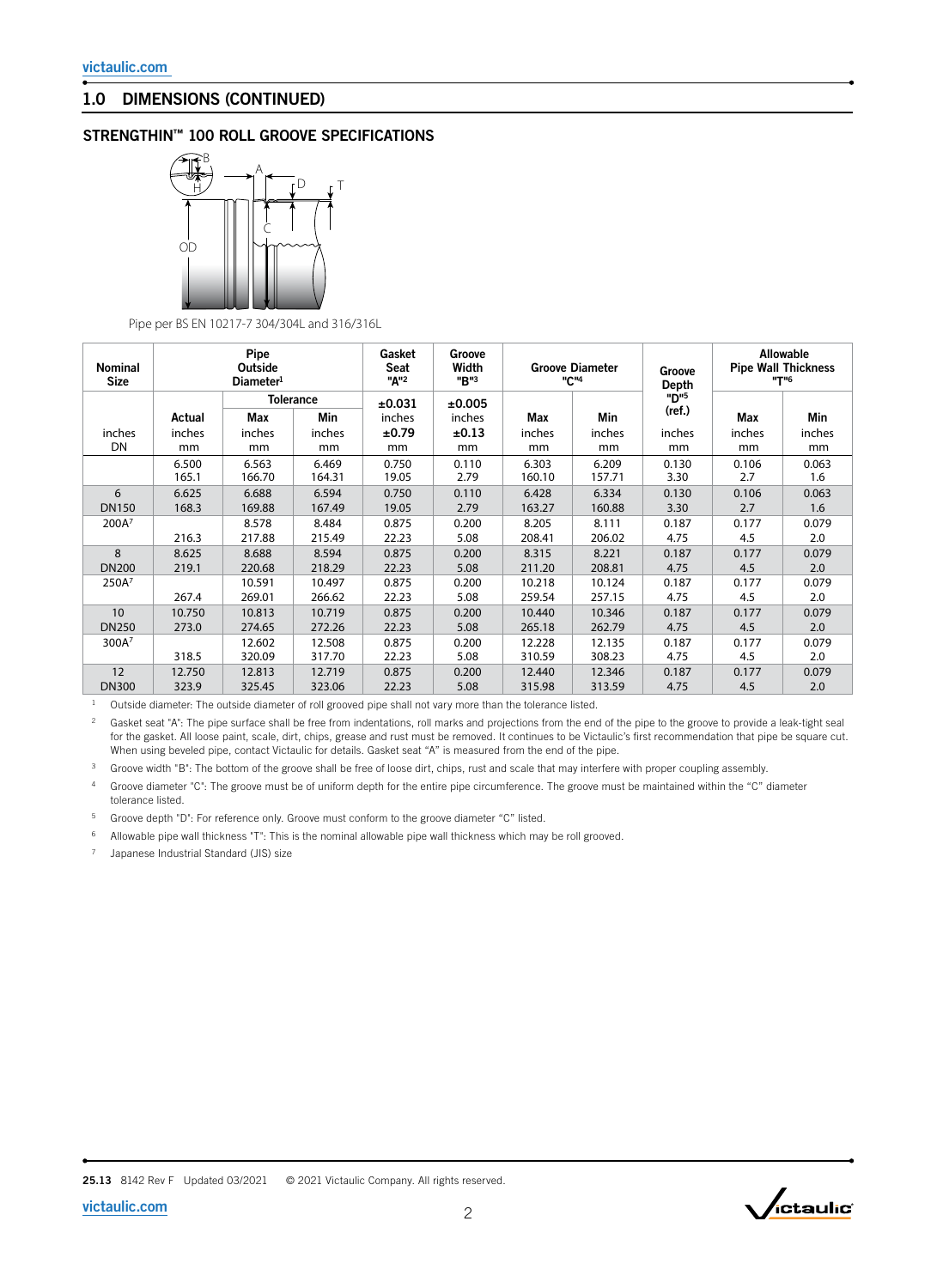## 1.0 DIMENSIONS (CONTINUED)

### STRENGTHIN™ 100 ROLL GROOVE SPECIFICATIONS

Pipe per BS EN 10217-7 304/304L and 316/316L

| Nominal Size | Pipe Outside Diameter[1] | | | Gasket Seat "A"[2] | Groove Width "B"[3] | Groove Diameter "C"[4] | | Groove Depth "D"[5] (ref.) | Allowable Pipe Wall Thickness "T"[6] | |
|---|---|---|---|---|---|---|---|---|---|---|
| | | Tolerance | | ±0.031 | ±0.005 | | | | | |
| inches DN | Actual inches mm | Max inches mm | Min inches mm | inches ±0.79 mm | inches ±0.13 mm | Max inches mm | Min inches mm | inches mm | Max inches mm | Min inches mm |
| | 6.500 165.1 | 6.563 166.70 | 6.469 164.31 | 0.750 19.05 | 0.110 2.79 | 6.303 160.10 | 6.209 157.71 | 0.130 3.30 | 0.106 2.7 | 0.063 1.6 |
| 6 DN150 | 6.625 168.3 | 6.688 169.88 | 6.594 167.49 | 0.750 19.05 | 0.110 2.79 | 6.428 163.27 | 6.334 160.88 | 0.130 3.30 | 0.106 2.7 | 0.063 1.6 |
| 200A[7] | 216.3 | 8.578 217.88 | 8.484 215.49 | 0.875 22.23 | 0.200 5.08 | 8.205 208.41 | 8.111 206.02 | 0.187 4.75 | 0.177 4.5 | 0.079 2.0 |
| 8 DN200 | 8.625 219.1 | 8.688 220.68 | 8.594 218.29 | 0.875 22.23 | 0.200 5.08 | 8.315 211.20 | 8.221 208.81 | 0.187 4.75 | 0.177 4.5 | 0.079 2.0 |
| 250A[7] | 267.4 | 10.591 269.01 | 10.497 266.62 | 0.875 22.23 | 0.200 5.08 | 10.218 259.54 | 10.124 257.15 | 0.187 4.75 | 0.177 4.5 | 0.079 2.0 |
| 10 DN250 | 10.750 273.0 | 10.813 274.65 | 10.719 272.26 | 0.875 22.23 | 0.200 5.08 | 10.440 265.18 | 10.346 262.79 | 0.187 4.75 | 0.177 4.5 | 0.079 2.0 |
| 300A[7] | 318.5 | 12.602 320.09 | 12.508 317.70 | 0.875 22.23 | 0.200 5.08 | 12.228 310.59 | 12.135 308.23 | 0.187 4.75 | 0.177 4.5 | 0.079 2.0 |
| 12 DN300 | 12.750 323.9 | 12.813 325.45 | 12.719 323.06 | 0.875 22.23 | 0.200 5.08 | 12.440 315.98 | 12.346 313.59 | 0.187 4.75 | 0.177 4.5 | 0.079 2.0 |

[1] Outside diameter: The outside diameter of roll grooved pipe shall not vary more than the tolerance listed.

[2] Gasket seat "A": The pipe surface shall be free from indentations, roll marks and projections from the end of the pipe to the groove to provide a leak-tight seal for the gasket. All loose paint, scale, dirt, chips, grease and rust must be removed. It continues to be Victaulic's first recommendation that pipe be square cut. When using beveled pipe, contact Victaulic for details. Gasket seat "A" is measured from the end of the pipe.

[3] Groove width "B": The bottom of the groove shall be free of loose dirt, chips, rust and scale that may interfere with proper coupling assembly.

[4] Groove diameter "C": The groove must be of uniform depth for the entire pipe circumference. The groove must be maintained within the "C" diameter tolerance listed.

[5] Groove depth "D": For reference only. Groove must conform to the groove diameter "C" listed.

[6] Allowable pipe wall thickness "T": This is the nominal allowable pipe wall thickness which may be roll grooved.

[7] Japanese Industrial Standard (JIS) size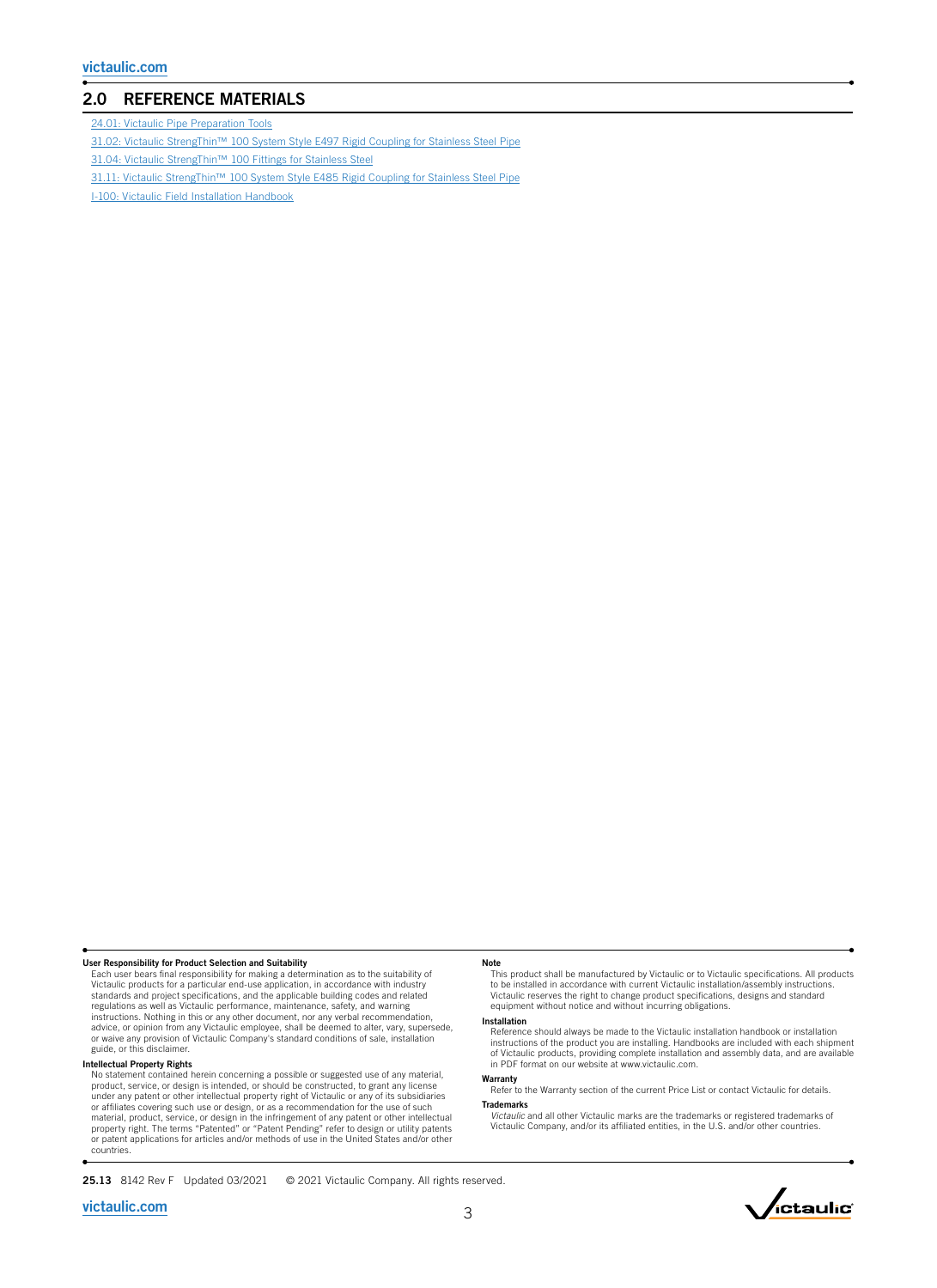## 2.0 REFERENCE MATERIALS

24.01: Victaulic Pipe Preparation Tools

31.02: Victaulic StrengThin™ 100 System Style E497 Rigid Coupling for Stainless Steel Pipe

31.04: Victaulic StrengThin™ 100 Fittings for Stainless Steel

31.11: Victaulic StrengThin™ 100 System Style E485 Rigid Coupling for Stainless Steel Pipe

I-100: Victaulic Field Installation Handbook

**User Responsibility for Product Selection and Suitability**

Each user bears final responsibility for making a determination as to the suitability of Victaulic products for a particular end-use application, in accordance with industry standards and project specifications, and the applicable building codes and related regulations as well as Victaulic performance, maintenance, safety, and warning instructions. Nothing in this or any other document, nor any verbal recommendation, advice, or opinion from any Victaulic employee, shall be deemed to alter, vary, supersede, or waive any provision of Victaulic Company's standard conditions of sale, installation guide, or this disclaimer.

**Intellectual Property Rights**

No statement contained herein concerning a possible or suggested use of any material, product, service, or design is intended, or should be constructed, to grant any license under any patent or other intellectual property right of Victaulic or any of its subsidiaries or affiliates covering such use or design, or as a recommendation for the use of such material, product, service, or design in the infringement of any patent or other intellectual property right. The terms "Patented" or "Patent Pending" refer to design or utility patents or patent applications for articles and/or methods of use in the United States and/or other countries.

**Note**

This product shall be manufactured by Victaulic or to Victaulic specifications. All products to be installed in accordance with current Victaulic installation/assembly instructions. Victaulic reserves the right to change product specifications, designs and standard equipment without notice and without incurring obligations.

**Installation**

Reference should always be made to the Victaulic installation handbook or installation instructions of the product you are installing. Handbooks are included with each shipment of Victaulic products, providing complete installation and assembly data, and are available in PDF format on our website at www.victaulic.com.

**Warranty**

Refer to the Warranty section of the current Price List or contact Victaulic for details.

**Trademarks**

*Victaulic* and all other Victaulic marks are the trademarks or registered trademarks of Victaulic Company, and/or its affiliated entities, in the U.S. and/or other countries.

**25.13** 8142 Rev F Updated 03/2021 © 2021 Victaulic Company. All rights reserved.